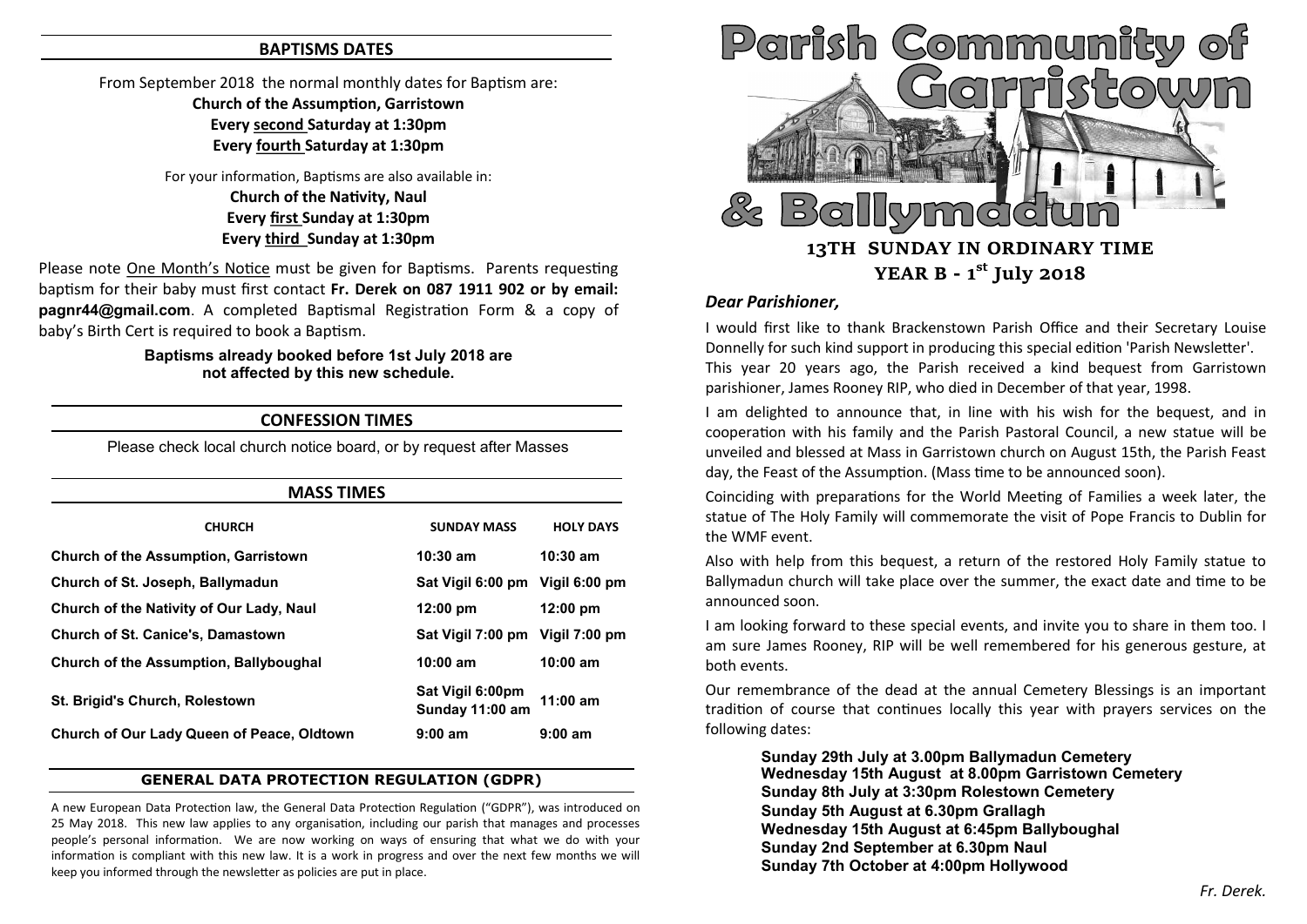## BAPTISMS DATES

From September 2018 the normal monthly dates for Baptism are:
**Church of the Assumption, Garristown**
**Every <u>second</u> Saturday at 1:30pm**
**Every <u>fourth</u> Saturday at 1:30pm**

For your information, Baptisms are also available in:
**Church of the Nativity, Naul**
**Every <u>first</u> Sunday at 1:30pm**
**Every <u>third</u> Sunday at 1:30pm**

Please note <u>One Month's Notice</u> must be given for Baptisms. Parents requesting baptism for their baby must first contact **Fr. Derek on 087 1911 902 or by email: pagnr44@gmail.com**. A completed Baptismal Registration Form & a copy of baby's Birth Cert is required to book a Baptism.

**Baptisms already booked before 1st July 2018 are not affected by this new schedule.**

## CONFESSION TIMES

Please check local church notice board, or by request after Masses

## MASS TIMES

| CHURCH | SUNDAY MASS | HOLY DAYS |
|---|---|---|
| **Church of the Assumption, Garristown** | **10:30 am** | **10:30 am** |
| **Church of St. Joseph, Ballymadun** | **Sat Vigil 6:00 pm** | **Vigil 6:00 pm** |
| **Church of the Nativity of Our Lady, Naul** | **12:00 pm** | **12:00 pm** |
| **Church of St. Canice's, Damastown** | **Sat Vigil 7:00 pm** | **Vigil 7:00 pm** |
| **Church of the Assumption, Ballyboughal** | **10:00 am** | **10:00 am** |
| **St. Brigid's Church, Rolestown** | **Sat Vigil 6:00pm Sunday 11:00 am** | **11:00 am** |
| **Church of Our Lady Queen of Peace, Oldtown** | **9:00 am** | **9:00 am** |

## GENERAL DATA PROTECTION REGULATION (GDPR)

A new European Data Protection law, the General Data Protection Regulation ("GDPR"), was introduced on 25 May 2018. This new law applies to any organisation, including our parish that manages and processes people's personal information. We are now working on ways of ensuring that what we do with your information is compliant with this new law. It is a work in progress and over the next few months we will keep you informed through the newsletter as policies are put in place.

# Parish Community of Garristown & Ballymadun

## 13TH SUNDAY IN ORDINARY TIME
## YEAR B - 1st July 2018

***Dear Parishioner,***

I would first like to thank Brackenstown Parish Office and their Secretary Louise Donnelly for such kind support in producing this special edition 'Parish Newsletter'.
This year 20 years ago, the Parish received a kind bequest from Garristown parishioner, James Rooney RIP, who died in December of that year, 1998.

I am delighted to announce that, in line with his wish for the bequest, and in cooperation with his family and the Parish Pastoral Council, a new statue will be unveiled and blessed at Mass in Garristown church on August 15th, the Parish Feast day, the Feast of the Assumption. (Mass time to be announced soon).

Coinciding with preparations for the World Meeting of Families a week later, the statue of The Holy Family will commemorate the visit of Pope Francis to Dublin for the WMF event.

Also with help from this bequest, a return of the restored Holy Family statue to Ballymadun church will take place over the summer, the exact date and time to be announced soon.

I am looking forward to these special events, and invite you to share in them too. I am sure James Rooney, RIP will be well remembered for his generous gesture, at both events.

Our remembrance of the dead at the annual Cemetery Blessings is an important tradition of course that continues locally this year with prayers services on the following dates:

**Sunday 29th July at 3.00pm Ballymadun Cemetery**
**Wednesday 15th August at 8.00pm Garristown Cemetery**
**Sunday 8th July at 3:30pm Rolestown Cemetery**
**Sunday 5th August at 6.30pm Grallagh**
**Wednesday 15th August at 6:45pm Ballyboughal**
**Sunday 2nd September at 6.30pm Naul**
**Sunday 7th October at 4:00pm Hollywood**

*Fr. Derek.*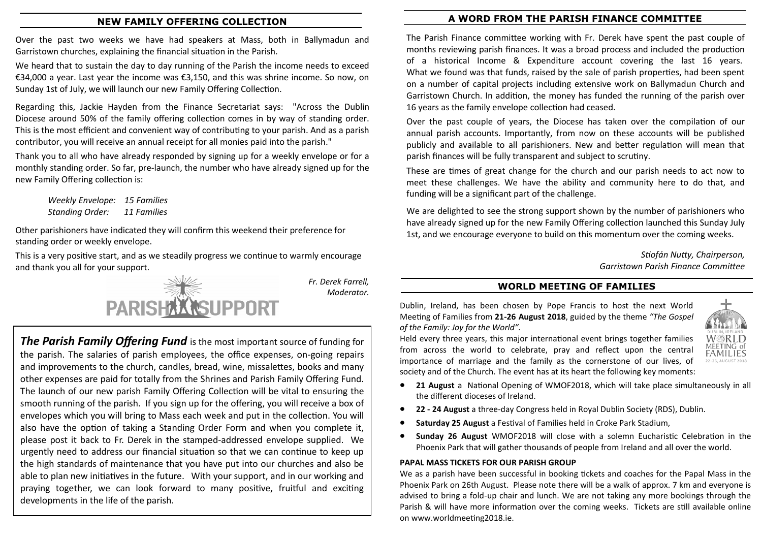## NEW FAMILY OFFERING COLLECTION

Over the past two weeks we have had speakers at Mass, both in Ballymadun and Garristown churches, explaining the financial situation in the Parish.

We heard that to sustain the day to day running of the Parish the income needs to exceed €34,000 a year. Last year the income was €3,150, and this was shrine income. So now, on Sunday 1st of July, we will launch our new Family Offering Collection.

Regarding this, Jackie Hayden from the Finance Secretariat says: "Across the Dublin Diocese around 50% of the family offering collection comes in by way of standing order. This is the most efficient and convenient way of contributing to your parish. And as a parish contributor, you will receive an annual receipt for all monies paid into the parish."

Thank you to all who have already responded by signing up for a weekly envelope or for a monthly standing order. So far, pre-launch, the number who have already signed up for the new Family Offering collection is:

*Weekly Envelope: 15 Families*
*Standing Order: 11 Families*

Other parishioners have indicated they will confirm this weekend their preference for standing order or weekly envelope.

This is a very positive start, and as we steadily progress we continue to warmly encourage and thank you all for your support.

*Fr. Derek Farrell,*
*Moderator.*

PARISH SUPPORT

***The Parish Family Offering Fund*** is the most important source of funding for the parish. The salaries of parish employees, the office expenses, on-going repairs and improvements to the church, candles, bread, wine, missalettes, books and many other expenses are paid for totally from the Shrines and Parish Family Offering Fund. The launch of our new parish Family Offering Collection will be vital to ensuring the smooth running of the parish. If you sign up for the offering, you will receive a box of envelopes which you will bring to Mass each week and put in the collection. You will also have the option of taking a Standing Order Form and when you complete it, please post it back to Fr. Derek in the stamped-addressed envelope supplied. We urgently need to address our financial situation so that we can continue to keep up the high standards of maintenance that you have put into our churches and also be able to plan new initiatives in the future. With your support, and in our working and praying together, we can look forward to many positive, fruitful and exciting developments in the life of the parish.

## A WORD FROM THE PARISH FINANCE COMMITTEE

The Parish Finance committee working with Fr. Derek have spent the past couple of months reviewing parish finances. It was a broad process and included the production of a historical Income & Expenditure account covering the last 16 years. What we found was that funds, raised by the sale of parish properties, had been spent on a number of capital projects including extensive work on Ballymadun Church and Garristown Church. In addition, the money has funded the running of the parish over 16 years as the family envelope collection had ceased.

Over the past couple of years, the Diocese has taken over the compilation of our annual parish accounts. Importantly, from now on these accounts will be published publicly and available to all parishioners. New and better regulation will mean that parish finances will be fully transparent and subject to scrutiny.

These are times of great change for the church and our parish needs to act now to meet these challenges. We have the ability and community here to do that, and funding will be a significant part of the challenge.

We are delighted to see the strong support shown by the number of parishioners who have already signed up for the new Family Offering collection launched this Sunday July 1st, and we encourage everyone to build on this momentum over the coming weeks.

*Stiofán Nutty, Chairperson,*
*Garristown Parish Finance Committee*

## WORLD MEETING OF FAMILIES

Dublin, Ireland, has been chosen by Pope Francis to host the next World Meeting of Families from **21-26 August 2018**, guided by the theme *"The Gospel of the Family: Joy for the World".*

Held every three years, this major international event brings together families from across the world to celebrate, pray and reflect upon the central importance of marriage and the family as the cornerstone of our lives, of society and of the Church. The event has at its heart the following key moments:

- **21 August** a National Opening of WMOF2018, which will take place simultaneously in all the different dioceses of Ireland.
- **22 - 24 August** a three-day Congress held in Royal Dublin Society (RDS), Dublin.
- **Saturday 25 August** a Festival of Families held in Croke Park Stadium,
- **Sunday 26 August** WMOF2018 will close with a solemn Eucharistic Celebration in the Phoenix Park that will gather thousands of people from Ireland and all over the world.

**PAPAL MASS TICKETS FOR OUR PARISH GROUP**

We as a parish have been successful in booking tickets and coaches for the Papal Mass in the Phoenix Park on 26th August. Please note there will be a walk of approx. 7 km and everyone is advised to bring a fold-up chair and lunch. We are not taking any more bookings through the Parish & will have more information over the coming weeks. Tickets are still available online on www.worldmeeting2018.ie.